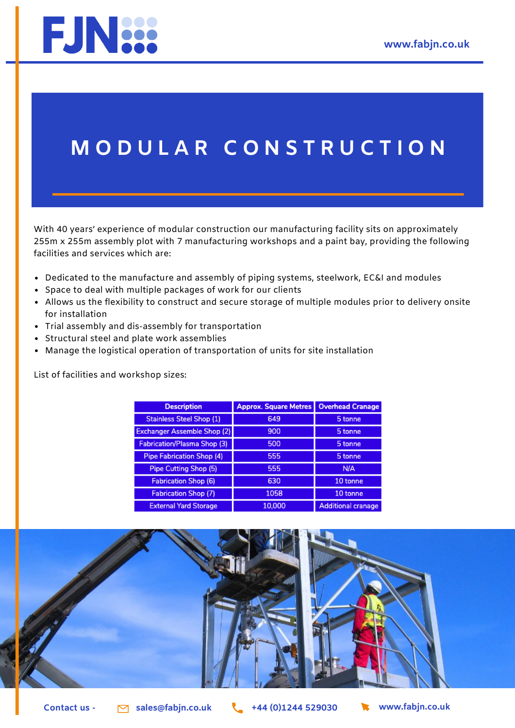# MODULAR CONSTRUCTION

With 40 years' experience of modular construction our manufacturing facility sits on approximately 255m x 255m assembly plot with 7 manufacturing workshops and a paint bay, providing the following facilities and services which are:

- Dedicated to the manufacture and assembly of piping systems, steelwork, EC&I and modules
- Space to deal with multiple packages of work for our clients
- Allows us the flexibility to construct and secure storage of multiple modules prior to delivery onsite for installation
- Trial assembly and dis-assembly for transportation
- Structural steel and plate work assemblies
- Manage the logistical operation of transportation of units for site installation

List of facilities and workshop sizes:

| Description | Approx. Square Metres | Overhead Cranage |
|---|---|---|
| Stainless Steel Shop (1) | 649 | 5 tonne |
| Exchanger Assemble Shop (2) | 900 | 5 tonne |
| Fabrication/Plasma Shop (3) | 500 | 5 tonne |
| Pipe Fabrication Shop (4) | 555 | 5 tonne |
| Pipe Cutting Shop (5) | 555 | N/A |
| Fabrication Shop (6) | 630 | 10 tonne |
| Fabrication Shop (7) | 1058 | 10 tonne |
| External Yard Storage | 10,000 | Additional cranage |

Contact us - sales@fabjn.co.uk +44 (0)1244 529030 www.fabjn.co.uk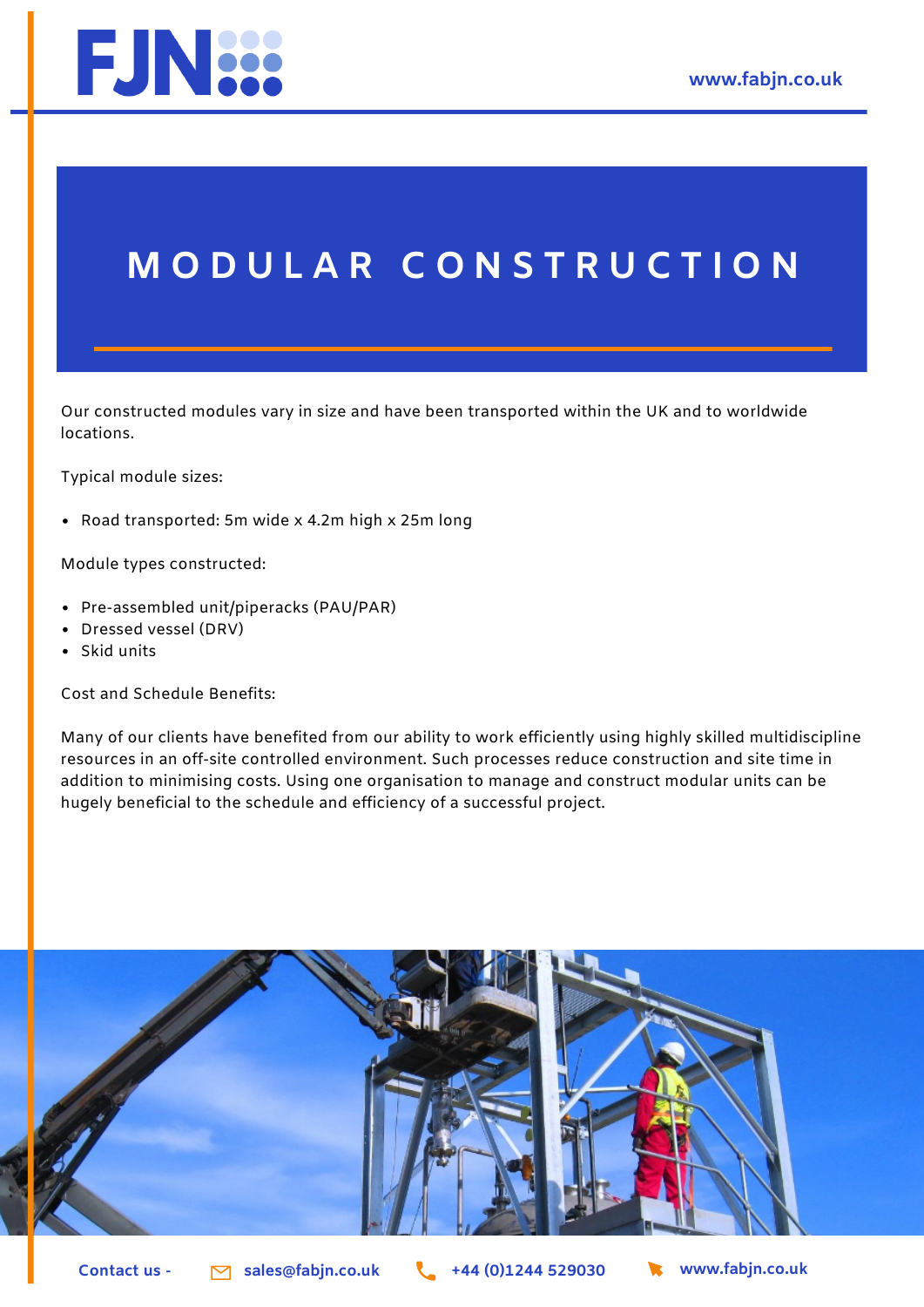# MODULAR CONSTRUCTION

Our constructed modules vary in size and have been transported within the UK and to worldwide locations.

Typical module sizes:

- Road transported: 5m wide x 4.2m high x 25m long

Module types constructed:

- Pre-assembled unit/piperacks (PAU/PAR)
- Dressed vessel (DRV)
- Skid units

Cost and Schedule Benefits:

Many of our clients have benefited from our ability to work efficiently using highly skilled multidiscipline resources in an off-site controlled environment. Such processes reduce construction and site time in addition to minimising costs. Using one organisation to manage and construct modular units can be hugely beneficial to the schedule and efficiency of a successful project.

**Contact us -** sales@fabjn.co.uk +44 (0)1244 529030 www.fabjn.co.uk